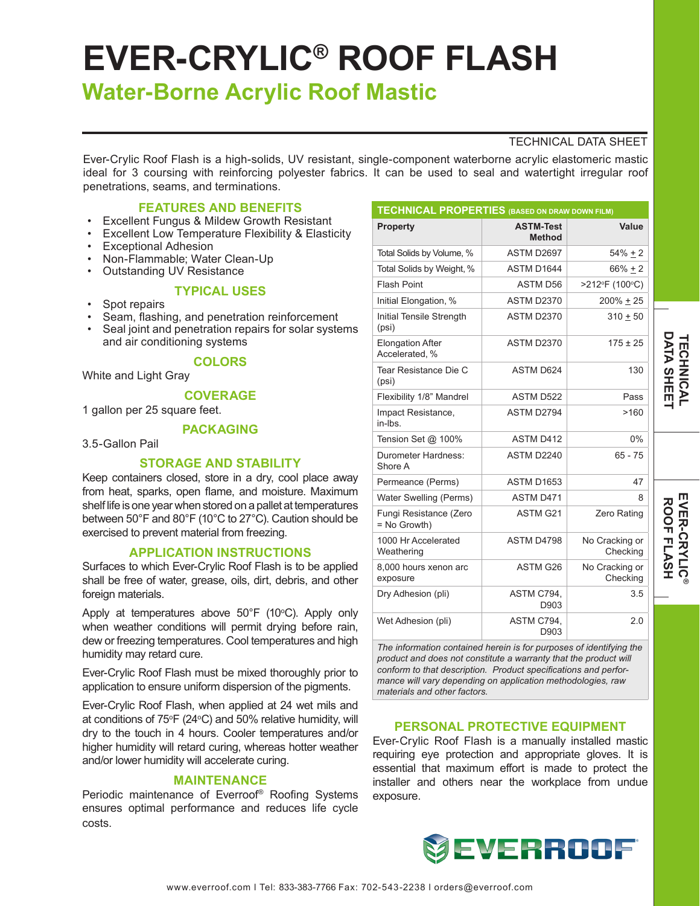# EVER-CRYLIC® ROOF FLASH

## Water-Borne Acrylic Roof Mastic

TECHNICAL DATA SHEET

Ever-Crylic Roof Flash is a high-solids, UV resistant, single-component waterborne acrylic elastomeric mastic ideal for 3 coursing with reinforcing polyester fabrics. It can be used to seal and watertight irregular roof penetrations, seams, and terminations.

### FEATURES AND BENEFITS

- Excellent Fungus & Mildew Growth Resistant
- Excellent Low Temperature Flexibility & Elasticity
- Exceptional Adhesion
- Non-Flammable; Water Clean-Up
- Outstanding UV Resistance

### TYPICAL USES

- Spot repairs
- Seam, flashing, and penetration reinforcement
- Seal joint and penetration repairs for solar systems and air conditioning systems

### COLORS

White and Light Gray

### COVERAGE

1 gallon per 25 square feet.

### PACKAGING

3.5-Gallon Pail

### STORAGE AND STABILITY

Keep containers closed, store in a dry, cool place away from heat, sparks, open flame, and moisture. Maximum shelf life is one year when stored on a pallet at temperatures between 50°F and 80°F (10°C to 27°C). Caution should be exercised to prevent material from freezing.

### APPLICATION INSTRUCTIONS

Surfaces to which Ever-Crylic Roof Flash is to be applied shall be free of water, grease, oils, dirt, debris, and other foreign materials.

Apply at temperatures above 50°F (10°C). Apply only when weather conditions will permit drying before rain, dew or freezing temperatures. Cool temperatures and high humidity may retard cure.

Ever-Crylic Roof Flash must be mixed thoroughly prior to application to ensure uniform dispersion of the pigments.

Ever-Crylic Roof Flash, when applied at 24 wet mils and at conditions of 75°F (24°C) and 50% relative humidity, will dry to the touch in 4 hours. Cooler temperatures and/or higher humidity will retard curing, whereas hotter weather and/or lower humidity will accelerate curing.

### MAINTENANCE

Periodic maintenance of Everroof® Roofing Systems ensures optimal performance and reduces life cycle costs.

### TECHNICAL PROPERTIES (BASED ON DRAW DOWN FILM)

| Property | ASTM-Test Method | Value |
|---|---|---|
| Total Solids by Volume, % | ASTM D2697 | 54% ± 2 |
| Total Solids by Weight, % | ASTM D1644 | 66% ± 2 |
| Flash Point | ASTM D56 | >212°F (100°C) |
| Initial Elongation, % | ASTM D2370 | 200% ± 25 |
| Initial Tensile Strength (psi) | ASTM D2370 | 310 ± 50 |
| Elongation After Accelerated, % | ASTM D2370 | 175 ± 25 |
| Tear Resistance Die C (psi) | ASTM D624 | 130 |
| Flexibility 1/8" Mandrel | ASTM D522 | Pass |
| Impact Resistance, in-lbs. | ASTM D2794 | >160 |
| Tension Set @ 100% | ASTM D412 | 0% |
| Durometer Hardness: Shore A | ASTM D2240 | 65 - 75 |
| Permeance (Perms) | ASTM D1653 | 47 |
| Water Swelling (Perms) | ASTM D471 | 8 |
| Fungi Resistance (Zero = No Growth) | ASTM G21 | Zero Rating |
| 1000 Hr Accelerated Weathering | ASTM D4798 | No Cracking or Checking |
| 8,000 hours xenon arc exposure | ASTM G26 | No Cracking or Checking |
| Dry Adhesion (pli) | ASTM C794, D903 | 3.5 |
| Wet Adhesion (pli) | ASTM C794, D903 | 2.0 |

*The information contained herein is for purposes of identifying the product and does not constitute a warranty that the product will conform to that description. Product specifications and performance will vary depending on application methodologies, raw materials and other factors.*

### PERSONAL PROTECTIVE EQUIPMENT

Ever-Crylic Roof Flash is a manually installed mastic requiring eye protection and appropriate gloves. It is essential that maximum effort is made to protect the installer and others near the workplace from undue exposure.

EVERROOF®

www.everroof.com I Tel: 833-383-7766 Fax: 702-543-2238 I orders@everroof.com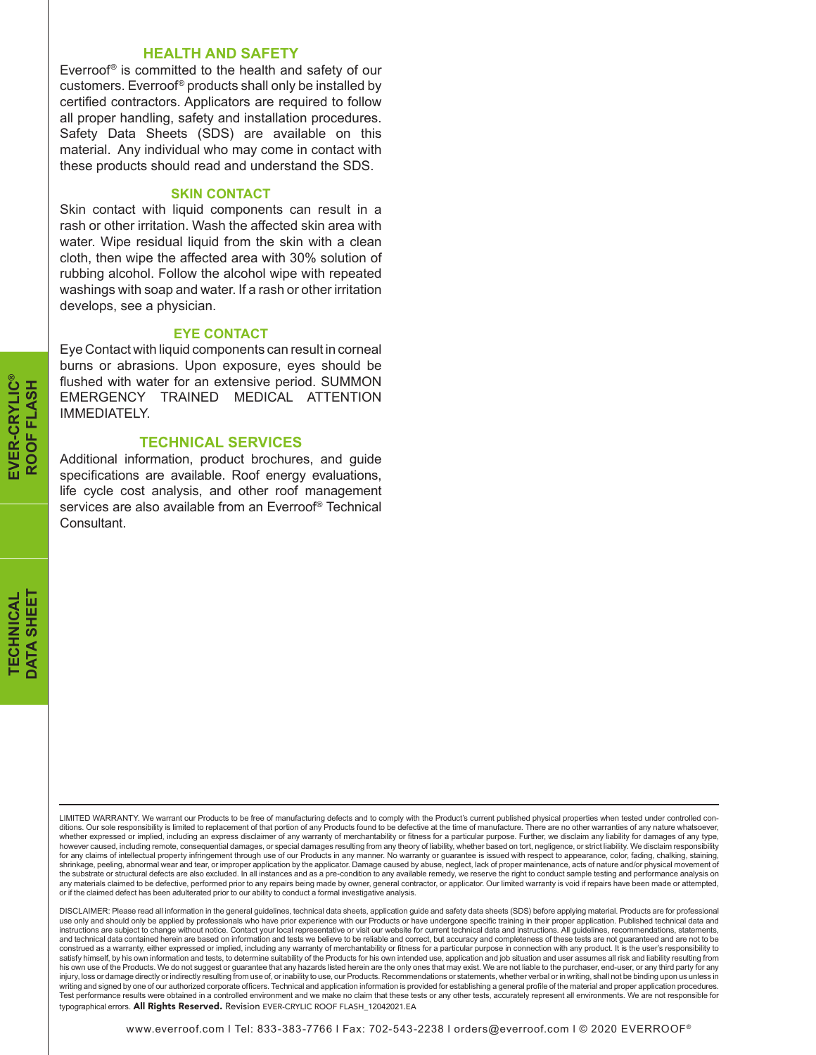## HEALTH AND SAFETY

Everroof® is committed to the health and safety of our customers. Everroof® products shall only be installed by certified contractors. Applicators are required to follow all proper handling, safety and installation procedures. Safety Data Sheets (SDS) are available on this material. Any individual who may come in contact with these products should read and understand the SDS.

### SKIN CONTACT

Skin contact with liquid components can result in a rash or other irritation. Wash the affected skin area with water. Wipe residual liquid from the skin with a clean cloth, then wipe the affected area with 30% solution of rubbing alcohol. Follow the alcohol wipe with repeated washings with soap and water. If a rash or other irritation develops, see a physician.

### EYE CONTACT

Eye Contact with liquid components can result in corneal burns or abrasions. Upon exposure, eyes should be flushed with water for an extensive period. SUMMON EMERGENCY TRAINED MEDICAL ATTENTION IMMEDIATELY.

## TECHNICAL SERVICES

Additional information, product brochures, and guide specifications are available. Roof energy evaluations, life cycle cost analysis, and other roof management services are also available from an Everroof® Technical Consultant.

LIMITED WARRANTY. We warrant our Products to be free of manufacturing defects and to comply with the Product's current published physical properties when tested under controlled conditions. Our sole responsibility is limited to replacement of that portion of any Products found to be defective at the time of manufacture. There are no other warranties of any nature whatsoever, whether expressed or implied, including an express disclaimer of any warranty of merchantability or fitness for a particular purpose. Further, we disclaim any liability for damages of any type, however caused, including remote, consequential damages, or special damages resulting from any theory of liability, whether based on tort, negligence, or strict liability. We disclaim responsibility for any claims of intellectual property infringement through use of our Products in any manner. No warranty or guarantee is issued with respect to appearance, color, fading, chalking, staining, shrinkage, peeling, abnormal wear and tear, or improper application by the applicator. Damage caused by abuse, neglect, lack of proper maintenance, acts of nature and/or physical movement of the substrate or structural defects are also excluded. In all instances and as a pre-condition to any available remedy, we reserve the right to conduct sample testing and performance analysis on any materials claimed to be defective, performed prior to any repairs being made by owner, general contractor, or applicator. Our limited warranty is void if repairs have been made or attempted, or if the claimed defect has been adulterated prior to our ability to conduct a formal investigative analysis.

DISCLAIMER: Please read all information in the general guidelines, technical data sheets, application guide and safety data sheets (SDS) before applying material. Products are for professional use only and should only be applied by professionals who have prior experience with our Products or have undergone specific training in their proper application. Published technical data and instructions are subject to change without notice. Contact your local representative or visit our website for current technical data and instructions. All guidelines, recommendations, statements, and technical data contained herein are based on information and tests we believe to be reliable and correct, but accuracy and completeness of these tests are not guaranteed and are not to be construed as a warranty, either expressed or implied, including any warranty of merchantability or fitness for a particular purpose in connection with any product. It is the user's responsibility to satisfy himself, by his own information and tests, to determine suitability of the Products for his own intended use, application and job situation and user assumes all risk and liability resulting from his own use of the Products. We do not suggest or guarantee that any hazards listed herein are the only ones that may exist. We are not liable to the purchaser, end-user, or any third party for any injury, loss or damage directly or indirectly resulting from use of, or inability to use, our Products. Recommendations or statements, whether verbal or in writing, shall not be binding upon us unless in writing and signed by one of our authorized corporate officers. Technical and application information is provided for establishing a general profile of the material and proper application procedures. Test performance results were obtained in a controlled environment and we make no claim that these tests or any other tests, accurately represent all environments. We are not responsible for typographical errors. **All Rights Reserved.** Revision EVER-CRYLIC ROOF FLASH_12042021.EA

www.everroof.com I Tel: 833-383-7766 I Fax: 702-543-2238 I orders@everroof.com I © 2020 EVERROOF®